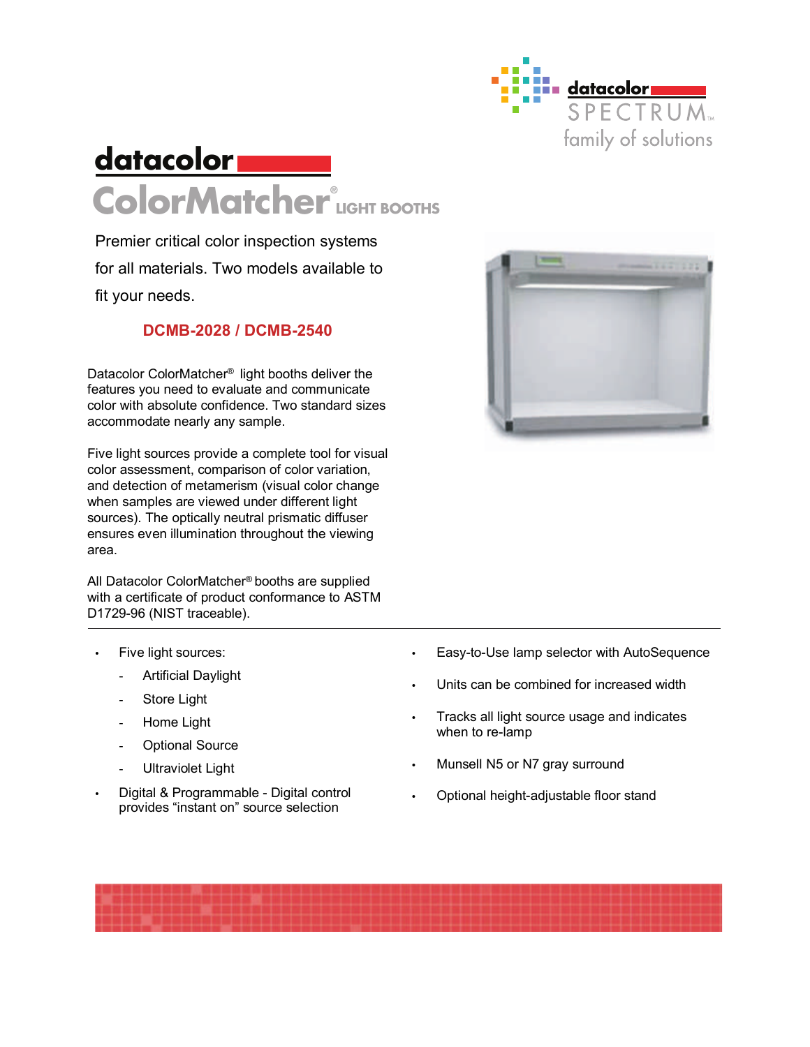datacolor SPECTRUM™ family of solutions

# datacolor ColorMatcher® LIGHT BOOTHS

Premier critical color inspection systems for all materials. Two models available to fit your needs.

## DCMB-2028 / DCMB-2540

Datacolor ColorMatcher® light booths deliver the features you need to evaluate and communicate color with absolute confidence. Two standard sizes accommodate nearly any sample.

Five light sources provide a complete tool for visual color assessment, comparison of color variation, and detection of metamerism (visual color change when samples are viewed under different light sources). The optically neutral prismatic diffuser ensures even illumination throughout the viewing area.

All Datacolor ColorMatcher® booths are supplied with a certificate of product conformance to ASTM D1729-96 (NIST traceable).

---

- Five light sources:
  - Artificial Daylight
  - Store Light
  - Home Light
  - Optional Source
  - Ultraviolet Light
- Digital & Programmable - Digital control provides "instant on" source selection
- Easy-to-Use lamp selector with AutoSequence
- Units can be combined for increased width
- Tracks all light source usage and indicates when to re-lamp
- Munsell N5 or N7 gray surround
- Optional height-adjustable floor stand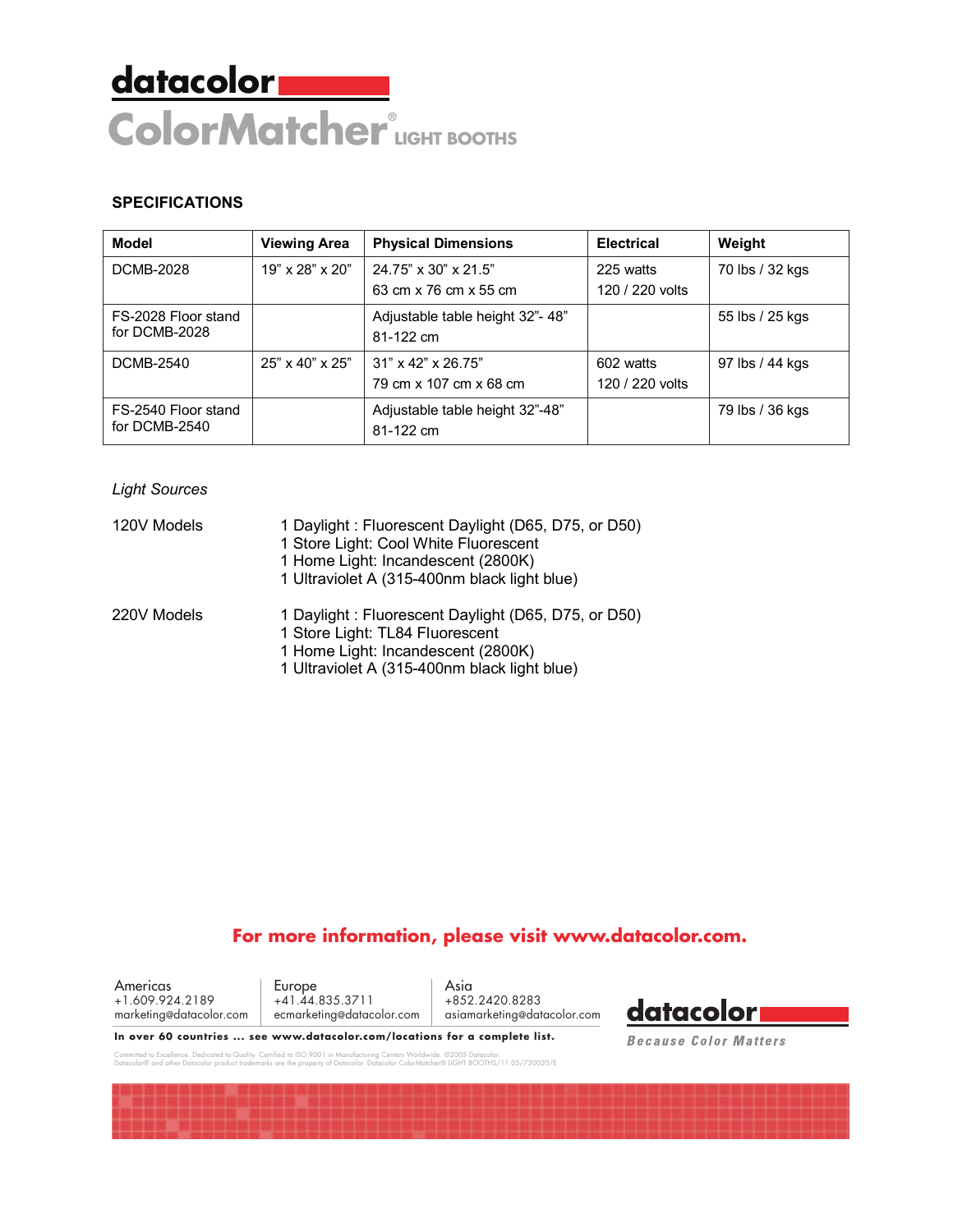# datacolor

## ColorMatcher® LIGHT BOOTHS

### SPECIFICATIONS

| Model | Viewing Area | Physical Dimensions | Electrical | Weight |
|---|---|---|---|---|
| DCMB-2028 | 19” x 28” x 20” | 24.75” x 30” x 21.5”<br>63 cm x 76 cm x 55 cm | 225 watts<br>120 / 220 volts | 70 lbs / 32 kgs |
| FS-2028 Floor stand for DCMB-2028 | | Adjustable table height 32”- 48”<br>81-122 cm | | 55 lbs / 25 kgs |
| DCMB-2540 | 25” x 40” x 25” | 31” x 42” x 26.75”<br>79 cm x 107 cm x 68 cm | 602 watts<br>120 / 220 volts | 97 lbs / 44 kgs |
| FS-2540 Floor stand for DCMB-2540 | | Adjustable table height 32”-48”<br>81-122 cm | | 79 lbs / 36 kgs |

*Light Sources*

**120V Models**

1 Daylight : Fluorescent Daylight (D65, D75, or D50)
1 Store Light: Cool White Fluorescent
1 Home Light: Incandescent (2800K)
1 Ultraviolet A (315-400nm black light blue)

**220V Models**

1 Daylight : Fluorescent Daylight (D65, D75, or D50)
1 Store Light: TL84 Fluorescent
1 Home Light: Incandescent (2800K)
1 Ultraviolet A (315-400nm black light blue)

**For more information, please visit www.datacolor.com.**

Americas
+1.609.924.2189
marketing@datacolor.com

Europe
+41.44.835.3711
ecmarketing@datacolor.com

Asia
+852.2420.8283
asiamarketing@datacolor.com

**In over 60 countries ... see www.datacolor.com/locations for a complete list.**

datacolor
*Because Color Matters*

Committed to Excellence. Dedicated to Quality. Certified to ISO 9001 in Manufacturing Centers Worldwide. ©2005 Datacolor.
Datacolor® and other Datacolor product trademarks are the property of Datacolor. Datacolor ColorMatcher® LIGHT BOOTHS/11.05/720020/E